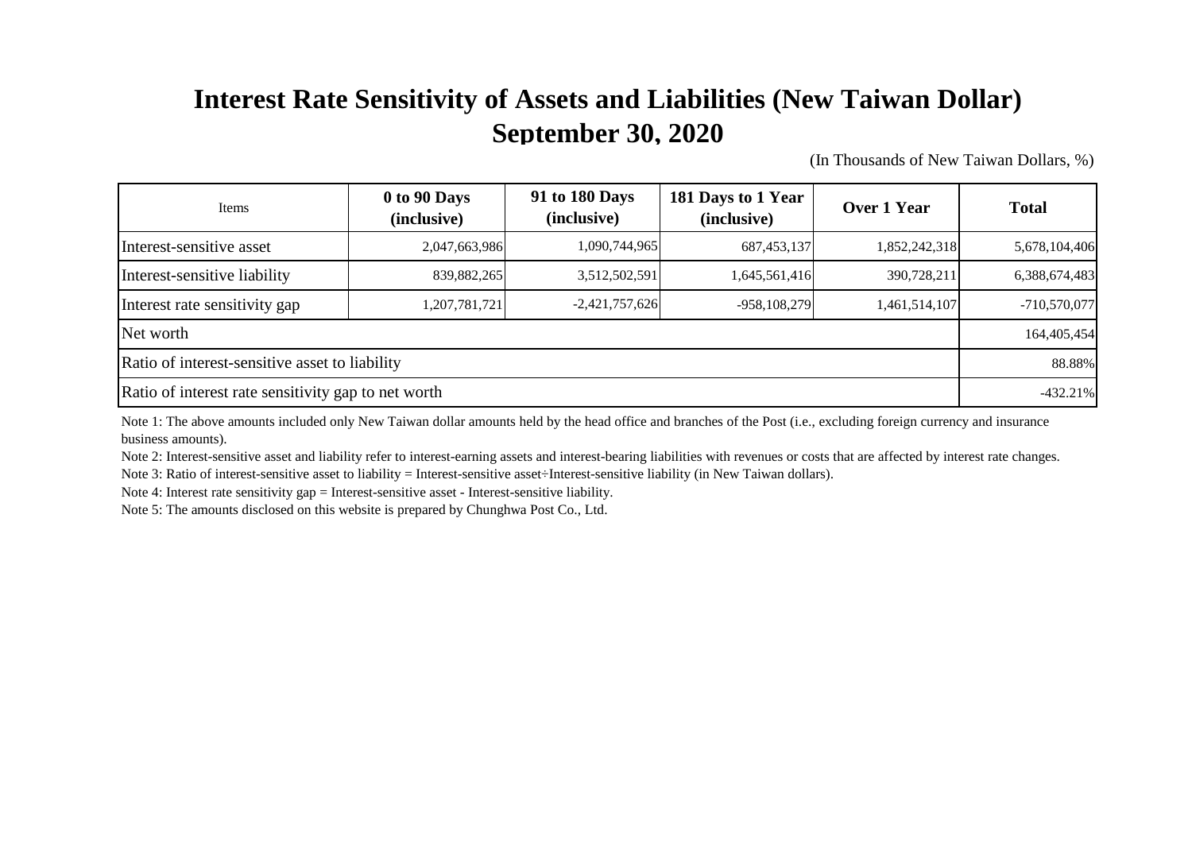# Interest Rate Sensitivity of Assets and Liabilities (New Taiwan Dollar)
## September 30, 2020

(In Thousands of New Taiwan Dollars, %)

| Items | **0 to 90 Days (inclusive)** | **91 to 180 Days (inclusive)** | **181 Days to 1 Year (inclusive)** | **Over 1 Year** | **Total** |
|---|---|---|---|---|---|
| Interest-sensitive asset | 2,047,663,986 | 1,090,744,965 | 687,453,137 | 1,852,242,318 | 5,678,104,406 |
| Interest-sensitive liability | 839,882,265 | 3,512,502,591 | 1,645,561,416 | 390,728,211 | 6,388,674,483 |
| Interest rate sensitivity gap | 1,207,781,721 | -2,421,757,626 | -958,108,279 | 1,461,514,107 | -710,570,077 |
| Net worth | | | | | 164,405,454 |
| Ratio of interest-sensitive asset to liability | | | | | 88.88% |
| Ratio of interest rate sensitivity gap to net worth | | | | | -432.21% |

Note 1: The above amounts included only New Taiwan dollar amounts held by the head office and branches of the Post (i.e., excluding foreign currency and insurance business amounts).

Note 2: Interest-sensitive asset and liability refer to interest-earning assets and interest-bearing liabilities with revenues or costs that are affected by interest rate changes.

Note 3: Ratio of interest-sensitive asset to liability = Interest-sensitive asset÷Interest-sensitive liability (in New Taiwan dollars).

Note 4: Interest rate sensitivity gap = Interest-sensitive asset - Interest-sensitive liability.

Note 5: The amounts disclosed on this website is prepared by Chunghwa Post Co., Ltd.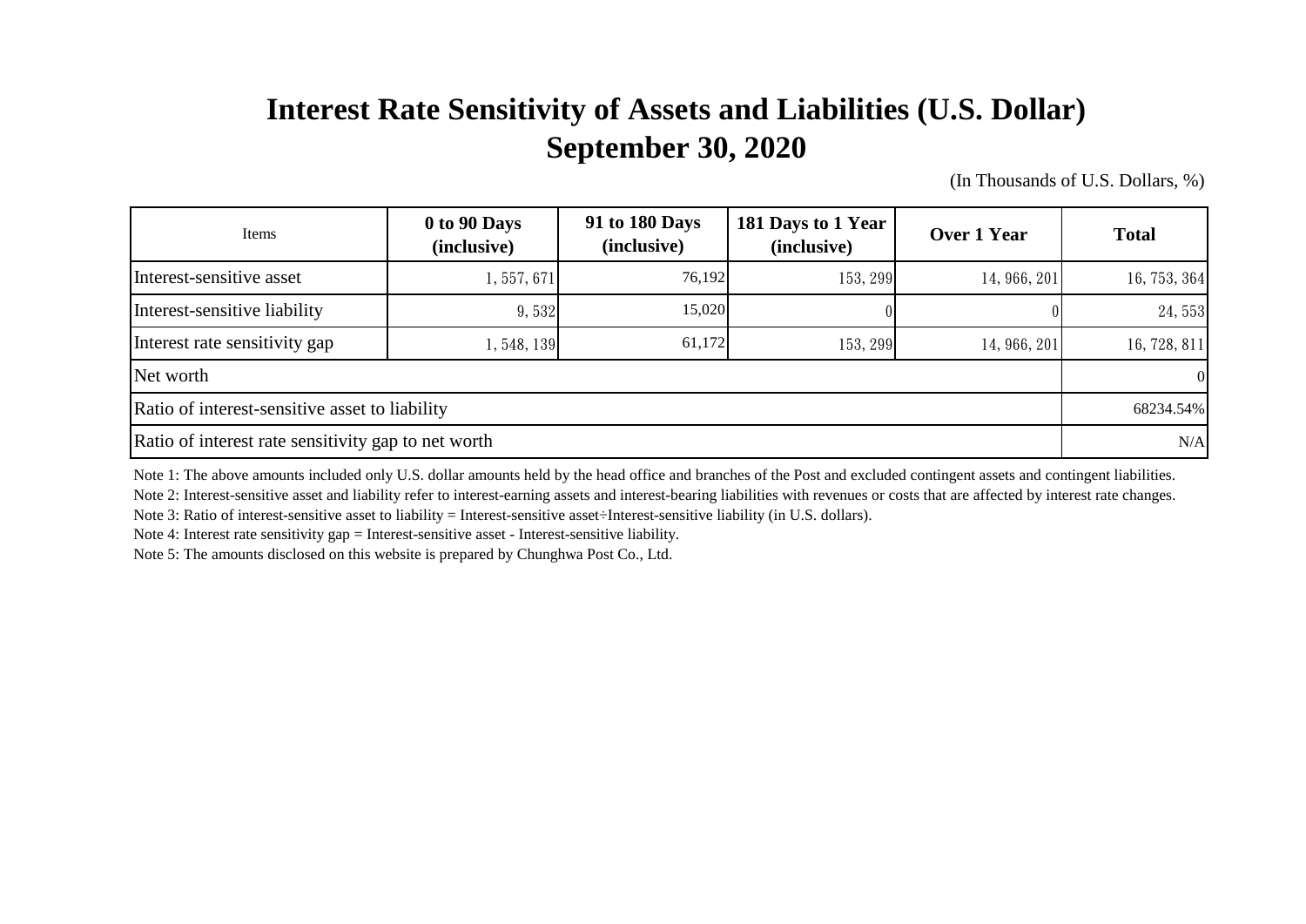# Interest Rate Sensitivity of Assets and Liabilities (U.S. Dollar)
# September 30, 2020

(In Thousands of U.S. Dollars, %)

| Items | 0 to 90 Days (inclusive) | 91 to 180 Days (inclusive) | 181 Days to 1 Year (inclusive) | Over 1 Year | Total |
|---|---|---|---|---|---|
| Interest-sensitive asset | 1, 557, 671 | 76,192 | 153, 299 | 14, 966, 201 | 16, 753, 364 |
| Interest-sensitive liability | 9, 532 | 15,020 | 0 | 0 | 24, 553 |
| Interest rate sensitivity gap | 1, 548, 139 | 61,172 | 153, 299 | 14, 966, 201 | 16, 728, 811 |
| Net worth | | | | | 0 |
| Ratio of interest-sensitive asset to liability | | | | | 68234.54% |
| Ratio of interest rate sensitivity gap to net worth | | | | | N/A |

Note 1: The above amounts included only U.S. dollar amounts held by the head office and branches of the Post and excluded contingent assets and contingent liabilities.

Note 2: Interest-sensitive asset and liability refer to interest-earning assets and interest-bearing liabilities with revenues or costs that are affected by interest rate changes.

Note 3: Ratio of interest-sensitive asset to liability = Interest-sensitive asset÷Interest-sensitive liability (in U.S. dollars).

Note 4: Interest rate sensitivity gap = Interest-sensitive asset - Interest-sensitive liability.

Note 5: The amounts disclosed on this website is prepared by Chunghwa Post Co., Ltd.